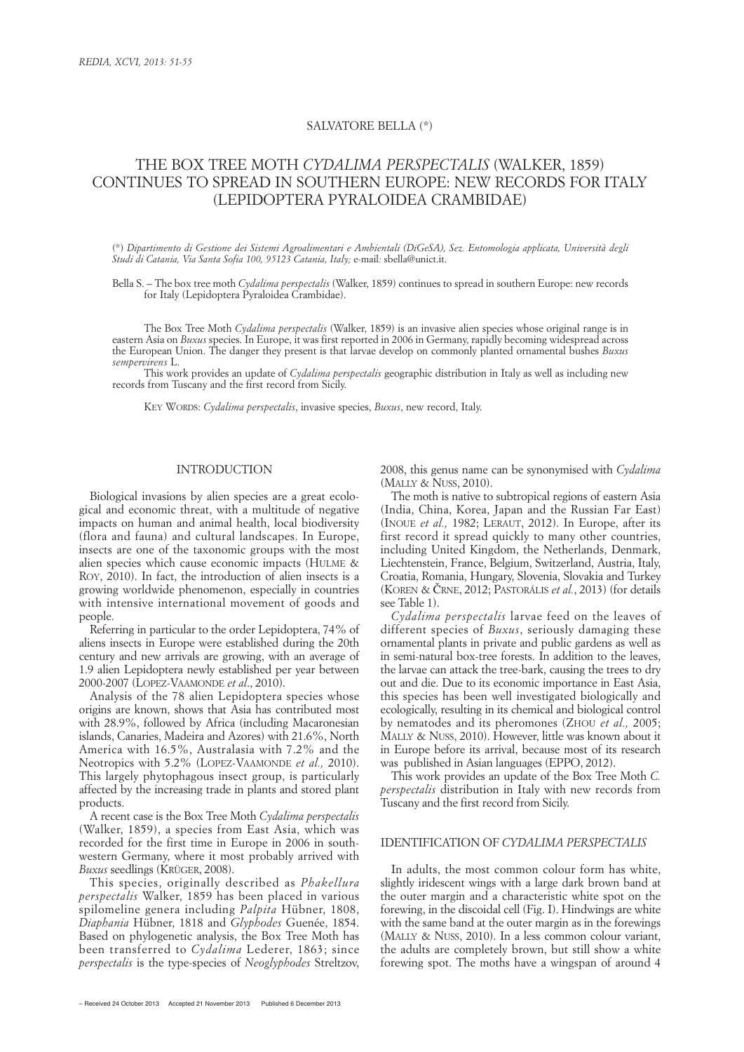SALVATORE BELLA (*)

# THE BOX TREE MOTH *CYDALIMA PERSPECTALIS* (WALKER, 1859) CONTINUES TO SPREAD IN SOUTHERN EUROPE: NEW RECORDS FOR ITALY (LEPIDOPTERA PYRALOIDEA CRAMBIDAE)

(*) *Dipartimento di Gestione dei Sistemi Agroalimentari e Ambientali (DiGeSA), Sez. Entomologia applicata, Università degli Studi di Catania, Via Santa Sofia 100, 95123 Catania, Italy;* e-mail*:* sbella@unict.it.

Bella S. – The box tree moth *Cydalima perspectalis* (Walker, 1859) continues to spread in southern Europe: new records for Italy (Lepidoptera Pyraloidea Crambidae).

The Box Tree Moth *Cydalima perspectalis* (Walker, 1859) is an invasive alien species whose original range is in eastern Asia on *Buxus* species. In Europe, it was first reported in 2006 in Germany, rapidly becoming widespread across the European Union. The danger they present is that larvae develop on commonly planted ornamental bushes *Buxus sempervirens* L.

This work provides an update of *Cydalima perspectalis* geographic distribution in Italy as well as including new records from Tuscany and the first record from Sicily.

KEY WORDS: *Cydalima perspectalis*, invasive species, *Buxus*, new record, Italy.

## INTRODUCTION

Biological invasions by alien species are a great ecological and economic threat, with a multitude of negative impacts on human and animal health, local biodiversity (flora and fauna) and cultural landscapes. In Europe, insects are one of the taxonomic groups with the most alien species which cause economic impacts (HULME & ROY, 2010). In fact, the introduction of alien insects is a growing worldwide phenomenon, especially in countries with intensive international movement of goods and people.

Referring in particular to the order Lepidoptera, 74% of aliens insects in Europe were established during the 20th century and new arrivals are growing, with an average of 1.9 alien Lepidoptera newly established per year between 2000-2007 (LOPEZ-VAAMONDE *et al*., 2010).

Analysis of the 78 alien Lepidoptera species whose origins are known, shows that Asia has contributed most with 28.9%, followed by Africa (including Macaronesian islands, Canaries, Madeira and Azores) with 21.6%, North America with 16.5%, Australasia with 7.2% and the Neotropics with 5.2% (LOPEZ-VAAMONDE *et al.,* 2010). This largely phytophagous insect group, is particularly affected by the increasing trade in plants and stored plant products.

A recent case is the Box Tree Moth *Cydalima perspectalis* (Walker, 1859), a species from East Asia, which was recorded for the first time in Europe in 2006 in southwestern Germany, where it most probably arrived with *Buxus* seedlings (KRÜGER, 2008).

This species, originally described as *Phakellura perspectalis* Walker, 1859 has been placed in various spilomeline genera including *Palpita* Hübner, 1808, *Diaphania* Hübner, 1818 and *Glyphodes* Guenée, 1854. Based on phylogenetic analysis, the Box Tree Moth has been transferred to *Cydalima* Lederer, 1863; since *perspectalis* is the type-species of *Neoglyphodes* Streltzov, 2008, this genus name can be synonymised with *Cydalima* (MALLY & NUSS, 2010).

The moth is native to subtropical regions of eastern Asia (India, China, Korea, Japan and the Russian Far East) (INOUE *et al.,* 1982; LERAUT, 2012). In Europe, after its first record it spread quickly to many other countries, including United Kingdom, the Netherlands, Denmark, Liechtenstein, France, Belgium, Switzerland, Austria, Italy, Croatia, Romania, Hungary, Slovenia, Slovakia and Turkey (KOREN & ČRNE, 2012; PASTORÁLIS *et al.*, 2013) (for details see Table 1).

*Cydalima perspectalis* larvae feed on the leaves of different species of *Buxus*, seriously damaging these ornamental plants in private and public gardens as well as in semi-natural box-tree forests. In addition to the leaves, the larvae can attack the tree-bark, causing the trees to dry out and die. Due to its economic importance in East Asia, this species has been well investigated biologically and ecologically, resulting in its chemical and biological control by nematodes and its pheromones (ZHOU *et al.,* 2005; MALLY & NUSS, 2010). However, little was known about it in Europe before its arrival, because most of its research was published in Asian languages (EPPO, 2012).

This work provides an update of the Box Tree Moth *C. perspectalis* distribution in Italy with new records from Tuscany and the first record from Sicily.

## IDENTIFICATION OF *CYDALIMA PERSPECTALIS*

In adults, the most common colour form has white, slightly iridescent wings with a large dark brown band at the outer margin and a characteristic white spot on the forewing, in the discoidal cell (Fig. I). Hindwings are white with the same band at the outer margin as in the forewings (MALLY & NUSS, 2010). In a less common colour variant, the adults are completely brown, but still show a white forewing spot. The moths have a wingspan of around 4

– Received 24 October 2013 Accepted 21 November 2013 Published 6 December 2013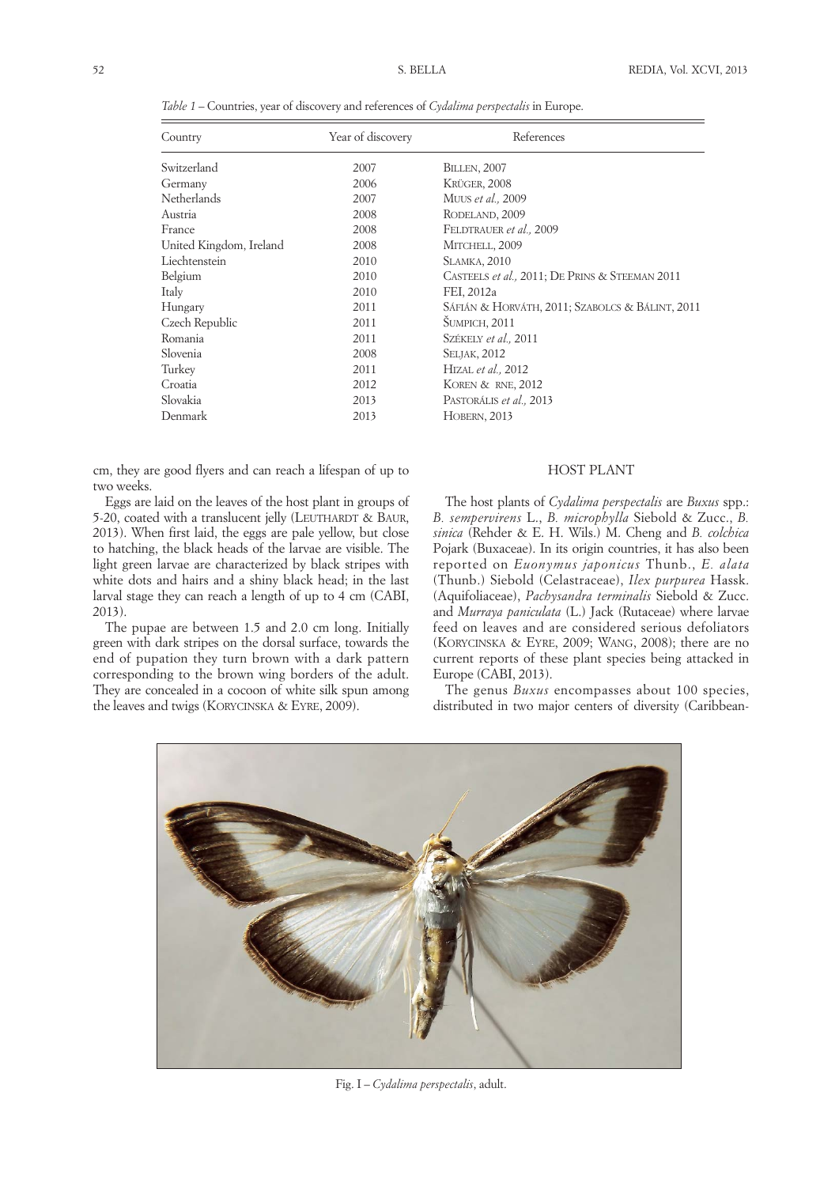*Table 1* – Countries, year of discovery and references of *Cydalima perspectalis* in Europe.

| Country | Year of discovery | References |
|---|---|---|
| Switzerland | 2007 | BILLEN, 2007 |
| Germany | 2006 | KRÜGER, 2008 |
| Netherlands | 2007 | MUUS *et al.,* 2009 |
| Austria | 2008 | RODELAND, 2009 |
| France | 2008 | FELDTRAUER *et al.,* 2009 |
| United Kingdom, Ireland | 2008 | MITCHELL, 2009 |
| Liechtenstein | 2010 | SLAMKA, 2010 |
| Belgium | 2010 | CASTEELS *et al.,* 2011; DE PRINS & STEEMAN 2011 |
| Italy | 2010 | FEI, 2012a |
| Hungary | 2011 | SÁFIÁN & HORVÁTH, 2011; SZABOLCS & BÁLINT, 2011 |
| Czech Republic | 2011 | ŠUMPICH, 2011 |
| Romania | 2011 | SZÉKELY *et al.,* 2011 |
| Slovenia | 2008 | SELJAK, 2012 |
| Turkey | 2011 | HIZAL *et al.,* 2012 |
| Croatia | 2012 | KOREN & RNE, 2012 |
| Slovakia | 2013 | PASTORÁLIS *et al.,* 2013 |
| Denmark | 2013 | HOBERN, 2013 |

cm, they are good flyers and can reach a lifespan of up to two weeks.

Eggs are laid on the leaves of the host plant in groups of 5-20, coated with a translucent jelly (LEUTHARDT & BAUR, 2013). When first laid, the eggs are pale yellow, but close to hatching, the black heads of the larvae are visible. The light green larvae are characterized by black stripes with white dots and hairs and a shiny black head; in the last larval stage they can reach a length of up to 4 cm (CABI, 2013).

The pupae are between 1.5 and 2.0 cm long. Initially green with dark stripes on the dorsal surface, towards the end of pupation they turn brown with a dark pattern corresponding to the brown wing borders of the adult. They are concealed in a cocoon of white silk spun among the leaves and twigs (KORYCINSKA & EYRE, 2009).

## HOST PLANT

The host plants of *Cydalima perspectalis* are *Buxus* spp.: *B. sempervirens* L., *B. microphylla* Siebold & Zucc., *B. sinica* (Rehder & E. H. Wils.) M. Cheng and *B. colchica* Pojark (Buxaceae). In its origin countries, it has also been reported on *Euonymus japonicus* Thunb., *E. alata* (Thunb.) Siebold (Celastraceae), *Ilex purpurea* Hassk. (Aquifoliaceae), *Pachysandra terminalis* Siebold & Zucc. and *Murraya paniculata* (L.) Jack (Rutaceae) where larvae feed on leaves and are considered serious defoliators (KORYCINSKA & EYRE, 2009; WANG, 2008); there are no current reports of these plant species being attacked in Europe (CABI, 2013).

The genus *Buxus* encompasses about 100 species, distributed in two major centers of diversity (Caribbean-

Fig. I – *Cydalima perspectalis*, adult.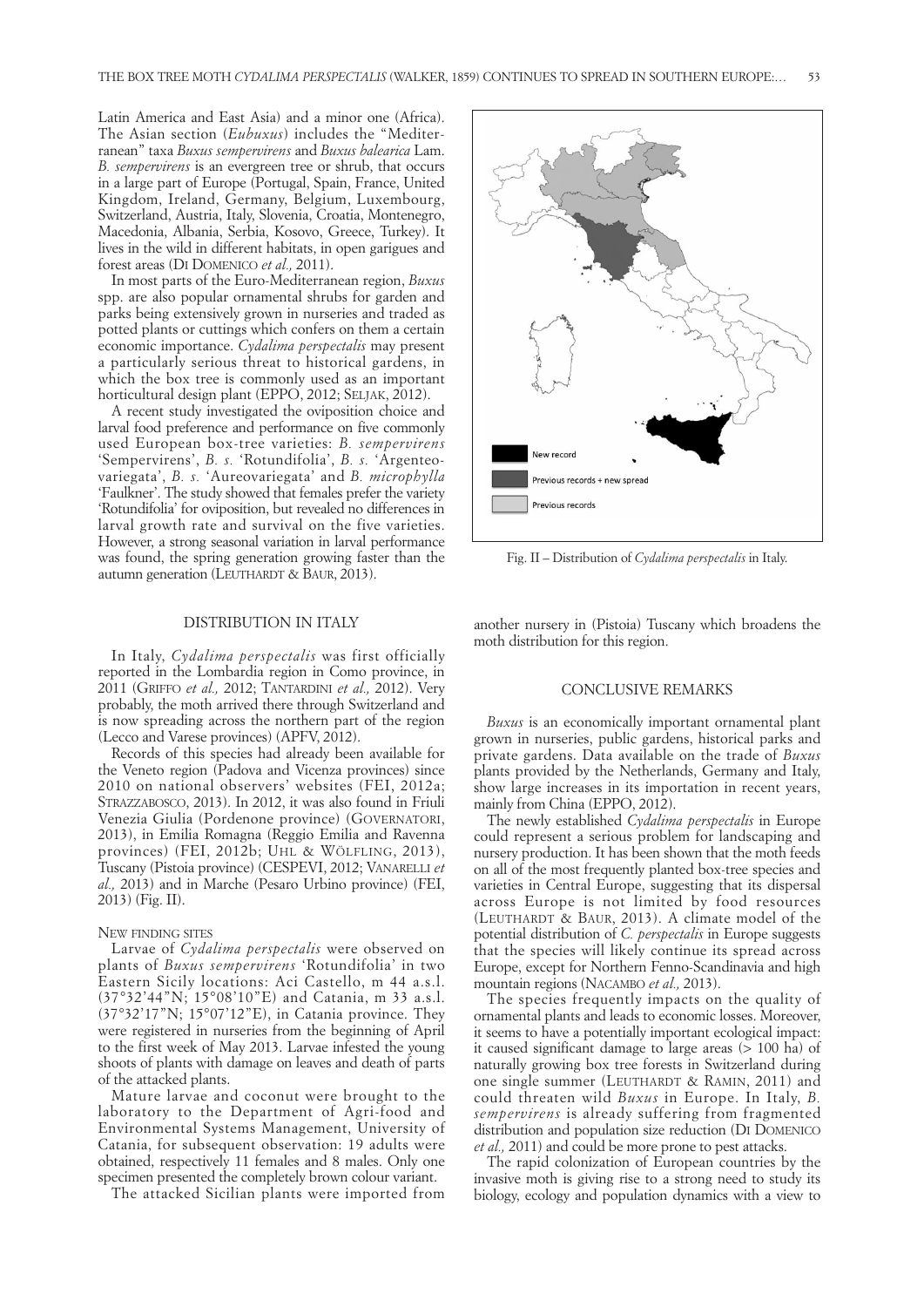Latin America and East Asia) and a minor one (Africa). The Asian section (*Eubuxus*) includes the "Mediterranean" taxa *Buxus sempervirens* and *Buxus balearica* Lam. *B. sempervirens* is an evergreen tree or shrub, that occurs in a large part of Europe (Portugal, Spain, France, United Kingdom, Ireland, Germany, Belgium, Luxembourg, Switzerland, Austria, Italy, Slovenia, Croatia, Montenegro, Macedonia, Albania, Serbia, Kosovo, Greece, Turkey). It lives in the wild in different habitats, in open garigues and forest areas (DI DOMENICO *et al.,* 2011).

In most parts of the Euro-Mediterranean region, *Buxus* spp. are also popular ornamental shrubs for garden and parks being extensively grown in nurseries and traded as potted plants or cuttings which confers on them a certain economic importance. *Cydalima perspectalis* may present a particularly serious threat to historical gardens, in which the box tree is commonly used as an important horticultural design plant (EPPO, 2012; SELJAK, 2012).

A recent study investigated the oviposition choice and larval food preference and performance on five commonly used European box-tree varieties: *B. sempervirens* 'Sempervirens', *B. s.* 'Rotundifolia', *B. s.* 'Argenteo-variegata', *B. s.* 'Aureovariegata' and *B. microphylla* 'Faulkner'. The study showed that females prefer the variety 'Rotundifolia' for oviposition, but revealed no differences in larval growth rate and survival on the five varieties. However, a strong seasonal variation in larval performance was found, the spring generation growing faster than the autumn generation (LEUTHARDT & BAUR, 2013).

## DISTRIBUTION IN ITALY

In Italy, *Cydalima perspectalis* was first officially reported in the Lombardia region in Como province, in 2011 (GRIFFO *et al.,* 2012; TANTARDINI *et al.,* 2012). Very probably, the moth arrived there through Switzerland and is now spreading across the northern part of the region (Lecco and Varese provinces) (APFV, 2012).

Records of this species had already been available for the Veneto region (Padova and Vicenza provinces) since 2010 on national observers' websites (FEI, 2012a; STRAZZABOSCO, 2013). In 2012, it was also found in Friuli Venezia Giulia (Pordenone province) (GOVERNATORI, 2013), in Emilia Romagna (Reggio Emilia and Ravenna provinces) (FEI, 2012b; UHL & WÖLFLING, 2013), Tuscany (Pistoia province) (CESPEVI, 2012; VANARELLI *et al.,* 2013) and in Marche (Pesaro Urbino province) (FEI, 2013) (Fig. II).

### NEW FINDING SITES

Larvae of *Cydalima perspectalis* were observed on plants of *Buxus sempervirens* 'Rotundifolia' in two Eastern Sicily locations: Aci Castello, m 44 a.s.l. (37°32'44"N; 15°08'10"E) and Catania, m 33 a.s.l. (37°32'17"N; 15°07'12"E), in Catania province. They were registered in nurseries from the beginning of April to the first week of May 2013. Larvae infested the young shoots of plants with damage on leaves and death of parts of the attacked plants.

Mature larvae and coconut were brought to the laboratory to the Department of Agri-food and Environmental Systems Management, University of Catania, for subsequent observation: 19 adults were obtained, respectively 11 females and 8 males. Only one specimen presented the completely brown colour variant.

The attacked Sicilian plants were imported from another nursery in (Pistoia) Tuscany which broadens the moth distribution for this region.

New record
Previous records + new spread
Previous records

Fig. II – Distribution of *Cydalima perspectalis* in Italy.

## CONCLUSIVE REMARKS

*Buxus* is an economically important ornamental plant grown in nurseries, public gardens, historical parks and private gardens. Data available on the trade of *Buxus* plants provided by the Netherlands, Germany and Italy, show large increases in its importation in recent years, mainly from China (EPPO, 2012).

The newly established *Cydalima perspectalis* in Europe could represent a serious problem for landscaping and nursery production. It has been shown that the moth feeds on all of the most frequently planted box-tree species and varieties in Central Europe, suggesting that its dispersal across Europe is not limited by food resources (LEUTHARDT & BAUR, 2013). A climate model of the potential distribution of *C. perspectalis* in Europe suggests that the species will likely continue its spread across Europe, except for Northern Fenno-Scandinavia and high mountain regions (NACAMBO *et al.,* 2013).

The species frequently impacts on the quality of ornamental plants and leads to economic losses. Moreover, it seems to have a potentially important ecological impact: it caused significant damage to large areas (> 100 ha) of naturally growing box tree forests in Switzerland during one single summer (LEUTHARDT & RAMIN, 2011) and could threaten wild *Buxus* in Europe. In Italy, *B. sempervirens* is already suffering from fragmented distribution and population size reduction (DI DOMENICO *et al.,* 2011) and could be more prone to pest attacks.

The rapid colonization of European countries by the invasive moth is giving rise to a strong need to study its biology, ecology and population dynamics with a view to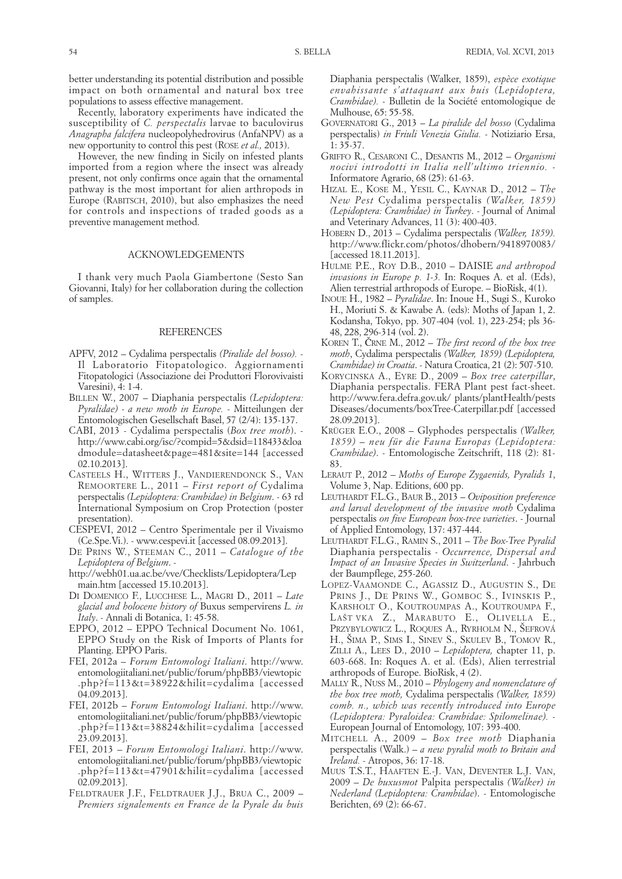better understanding its potential distribution and possible impact on both ornamental and natural box tree populations to assess effective management.

Recently, laboratory experiments have indicated the susceptibility of *C. perspectalis* larvae to baculovirus *Anagrapha falcifera* nucleopolyhedrovirus (AnfaNPV) as a new opportunity to control this pest (ROSE *et al.,* 2013).

However, the new finding in Sicily on infested plants imported from a region where the insect was already present, not only confirms once again that the ornamental pathway is the most important for alien arthropods in Europe (RABITSCH, 2010), but also emphasizes the need for controls and inspections of traded goods as a preventive management method.

## ACKNOWLEDGEMENTS

I thank very much Paola Giambertone (Sesto San Giovanni, Italy) for her collaboration during the collection of samples.

## REFERENCES

APFV, 2012 – Cydalima perspectalis *(Piralide del bosso).* - Il Laboratorio Fitopatologico. Aggiornamenti Fitopatologici (Associazione dei Produttori Florovivaisti Varesini), 4: 1-4.

BILLEN W., 2007 – Diaphania perspectalis *(Lepidoptera: Pyralidae) - a new moth in Europe.* - Mitteilungen der Entomologischen Gesellschaft Basel, 57 (2/4): 135-137.

CABI, 2013 - Cydalima perspectalis (*Box tree moth*). - http://www.cabi.org/isc/?compid=5&dsid=118433&loadmodule=datasheet&page=481&site=144 [accessed 02.10.2013].

CASTEELS H., WITTERS J., VANDIERENDONCK S., VAN REMOORTERE L., 2011 – *First report of* Cydalima perspectalis *(Lepidoptera: Crambidae) in Belgium*. - 63 rd International Symposium on Crop Protection (poster presentation).

CESPEVI, 2012 – Centro Sperimentale per il Vivaismo (Ce.Spe.Vi.). - www.cespevi.it [accessed 08.09.2013].

DE PRINS W., STEEMAN C., 2011 – *Catalogue of the Lepidoptera of Belgium*. - http://webh01.ua.ac.be/vve/Checklists/Lepidoptera/Lepmain.htm [accessed 15.10.2013].

DI DOMENICO F., LUCCHESE L., MAGRI D., 2011 – *Late glacial and holocene history of* Buxus sempervirens *L. in Italy*. - Annali di Botanica, 1: 45-58.

EPPO, 2012 – EPPO Technical Document No. 1061, EPPO Study on the Risk of Imports of Plants for Planting. EPPO Paris.

FEI, 2012a – *Forum Entomologi Italiani*. http://www.entomologiitaliani.net/public/forum/phpBB3/viewtopic.php?f=113&t=38922&hilit=cydalima [accessed 04.09.2013].

FEI, 2012b – *Forum Entomologi Italiani*. http://www.entomologiitaliani.net/public/forum/phpBB3/viewtopic.php?f=113&t=38824&hilit=cydalima [accessed 23.09.2013].

FEI, 2013 – *Forum Entomologi Italiani*. http://www.entomologiitaliani.net/public/forum/phpBB3/viewtopic.php?f=113&t=47901&hilit=cydalima [accessed 02.09.2013].

FELDTRAUER J.F., FELDTRAUER J.J., BRUA C., 2009 – *Premiers signalements en France de la Pyrale du buis* Diaphania perspectalis (Walker, 1859), *espèce exotique envahissante s'attaquant aux buis (Lepidoptera, Crambidae).* - Bulletin de la Société entomologique de Mulhouse, 65: 55-58.

GOVERNATORI G., 2013 – *La piralide del bosso* (Cydalima perspectalis) *in Friuli Venezia Giulia.* - Notiziario Ersa, 1: 35-37.

GRIFFO R., CESARONI C., DESANTIS M., 2012 – *Organismi nocivi introdotti in Italia nell'ultimo triennio.* - Informatore Agrario, 68 (25): 61-63.

HIZAL E., KOSE M., YESIL C., KAYNAR D., 2012 – *The New Pest* Cydalima perspectalis *(Walker, 1859) (Lepidoptera: Crambidae) in Turkey*. - Journal of Animal and Veterinary Advances, 11 (3): 400-403.

HOBERN D., 2013 – Cydalima perspectalis *(Walker, 1859).* http://www.flickr.com/photos/dhobern/9418970083/ [accessed 18.11.2013].

HULME P.E., ROY D.B., 2010 – DAISIE *and arthropod invasions in Europe p. 1-3.* In: Roques A. et al. (Eds), Alien terrestrial arthropods of Europe. – BioRisk, 4(1).

INOUE H., 1982 – *Pyralidae*. In: Inoue H., Sugi S., Kuroko H., Moriuti S. & Kawabe A. (eds): Moths of Japan 1, 2. Kodansha, Tokyo, pp. 307-404 (vol. 1), 223-254; pls 36-48, 228, 296-314 (vol. 2).

KOREN T., ČRNE M., 2012 – *The first record of the box tree moth*, Cydalima perspectalis *(Walker, 1859) (Lepidoptera, Crambidae) in Croatia*. - Natura Croatica, 21 (2): 507-510.

KORYCINSKA A., EYRE D., 2009 – *Box tree caterpillar*, Diaphania perspectalis. FERA Plant pest fact-sheet. http://www.fera.defra.gov.uk/ plants/plantHealth/pests Diseases/documents/boxTree-Caterpillar.pdf [accessed 28.09.2013].

KRÜGER E.O., 2008 – Glyphodes perspectalis *(Walker, 1859) – neu für die Fauna Europas (Lepidoptera: Crambidae)*. - Entomologische Zeitschrift, 118 (2): 81-83.

LERAUT P., 2012 – *Moths of Europe Zygaenids, Pyralids 1*, Volume 3, Nap. Editions, 600 pp.

LEUTHARDT F.L.G., BAUR B., 2013 – *Oviposition preference and larval development of the invasive moth* Cydalima perspectalis *on five European box-tree varieties*. - Journal of Applied Entomology, 137: 437-444.

LEUTHARDT F.L.G., RAMIN S., 2011 – *The Box-Tree Pyralid* Diaphania perspectalis - *Occurrence, Dispersal and Impact of an Invasive Species in Switzerland*. - Jahrbuch der Baumpflege, 255-260.

LOPEZ-VAAMONDE C., AGASSIZ D., AUGUSTIN S., DE PRINS J., DE PRINS W., GOMBOC S., IVINSKIS P., KARSHOLT O., KOUTROUMPAS A., KOUTROUMPA F., LAŠT VKA Z., MARABUTO E., OLIVELLA E., PRZYBYLOWICZ L., ROQUES A., RYRHOLM N., ŠEFROVÁ H., ŠIMA P., SIMS I., SINEV S., SKULEV B., TOMOV R., ZILLI A., LEES D., 2010 – *Lepidoptera,* chapter 11, p. 603-668. In: Roques A. et al. (Eds), Alien terrestrial arthropods of Europe. BioRisk, 4 (2).

MALLY R., NUSS M., 2010 – *Phylogeny and nomenclature of the box tree moth,* Cydalima perspectalis *(Walker, 1859) comb. n., which was recently introduced into Europe (Lepidoptera: Pyraloidea: Crambidae: Spilomelinae).* - European Journal of Entomology, 107: 393-400.

MITCHELL A., 2009 – *Box tree moth* Diaphania perspectalis (Walk.) – *a new pyralid moth to Britain and Ireland.* - Atropos, 36: 17-18.

MUUS T.S.T., HAAFTEN E.-J. VAN, DEVENTER L.J. VAN, 2009 – *De buxusmot* Palpita perspectalis *(Walker) in Nederland (Lepidoptera: Crambidae*). - Entomologische Berichten, 69 (2): 66-67.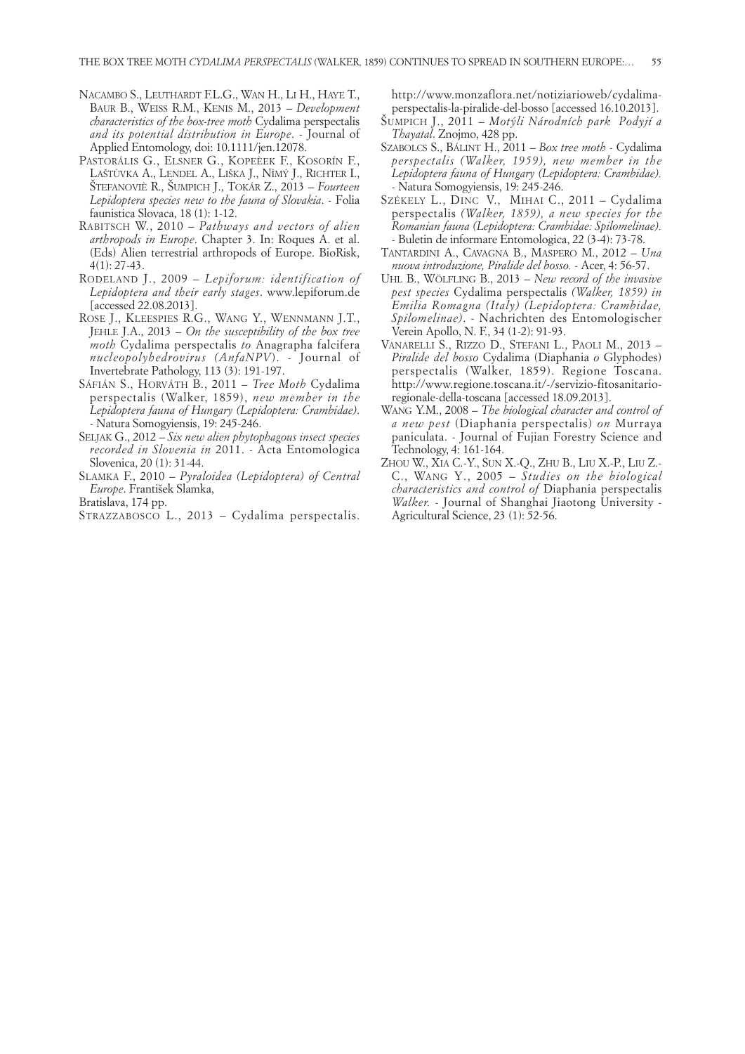NACAMBO S., LEUTHARDT F.L.G., WAN H., LI H., HAYE T., BAUR B., WEISS R.M., KENIS M., 2013 – *Development characteristics of the box-tree moth* Cydalima perspectalis *and its potential distribution in Europe*. - Journal of Applied Entomology, doi: 10.1111/jen.12078.

PASTORÁLIS G., ELSNER G., KOPEÈEK F., KOSORÍN F., LAŠTÙVKA A., LENDEL A., LIŠKA J., NÌMÝ J., RICHTER I., ŠTEFANOVIÈ R., ŠUMPICH J., TOKÁR Z., 2013 – *Fourteen Lepidoptera species new to the fauna of Slovakia*. - Folia faunistica Slovaca, 18 (1): 1-12.

RABITSCH W., 2010 – *Pathways and vectors of alien arthropods in Europe*. Chapter 3. In: Roques A. et al. (Eds) Alien terrestrial arthropods of Europe. BioRisk, 4(1): 27-43.

RODELAND J., 2009 – *Lepiforum: identification of Lepidoptera and their early stages*. www.lepiforum.de [accessed 22.08.2013].

ROSE J., KLEESPIES R.G., WANG Y., WENNMANN J.T., JEHLE J.A., 2013 – *On the susceptibility of the box tree moth* Cydalima perspectalis *to* Anagrapha falcifera *nucleopolyhedrovirus (AnfaNPV)*. - Journal of Invertebrate Pathology, 113 (3): 191-197.

SÁFIÁN S., HORVÁTH B., 2011 – *Tree Moth* Cydalima perspectalis (Walker, 1859), *new member in the Lepidoptera fauna of Hungary (Lepidoptera: Crambidae)*. - Natura Somogyiensis, 19: 245-246.

SELJAK G., 2012 – *Six new alien phytophagous insect species recorded in Slovenia in* 2011. - Acta Entomologica Slovenica, 20 (1): 31-44.

SLAMKA F., 2010 – *Pyraloidea (Lepidoptera) of Central Europe*. František Slamka,

Bratislava, 174 pp.

STRAZZABOSCO L., 2013 – Cydalima perspectalis. http://www.monzaflora.net/notiziarioweb/cydalima-perspectalis-la-piralide-del-bosso [accessed 16.10.2013].

ŠUMPICH J., 2011 – *Motýli Národních park Podyjí a Thayatal*. Znojmo, 428 pp.

SZABOLCS S., BÁLINT H., 2011 – *Box tree moth* - Cydalima *perspectalis (Walker, 1959), new member in the Lepidoptera fauna of Hungary (Lepidoptera: Crambidae).* - Natura Somogyiensis, 19: 245-246.

SZÉKELY L., DINC V., MIHAI C., 2011 – Cydalima perspectalis *(Walker, 1859), a new species for the Romanian fauna (Lepidoptera: Crambidae: Spilomelinae).* - Buletin de informare Entomologica, 22 (3-4): 73-78.

TANTARDINI A., CAVAGNA B., MASPERO M., 2012 – *Una nuova introduzione, Piralide del bosso.* - Acer, 4: 56-57.

UHL B., WÖLFLING B., 2013 – *New record of the invasive pest species* Cydalima perspectalis *(Walker, 1859) in Emilia Romagna (Italy) (Lepidoptera: Crambidae, Spilomelinae)*. - Nachrichten des Entomologischer Verein Apollo, N. F., 34 (1-2): 91-93.

VANARELLI S., RIZZO D., STEFANI L., PAOLI M., 2013 – *Piralide del bosso* Cydalima (Diaphania *o* Glyphodes) perspectalis (Walker, 1859). Regione Toscana. http://www.regione.toscana.it/-/servizio-fitosanitario-regionale-della-toscana [accessed 18.09.2013].

WANG Y.M., 2008 – *The biological character and control of a new pest* (Diaphania perspectalis) *on* Murraya paniculata. - Journal of Fujian Forestry Science and Technology, 4: 161-164.

ZHOU W., XIA C.-Y., SUN X.-Q., ZHU B., LIU X.-P., LIU Z.-C., WANG Y., 2005 – *Studies on the biological characteristics and control of* Diaphania perspectalis *Walker.* - Journal of Shanghai Jiaotong University - Agricultural Science, 23 (1): 52-56.